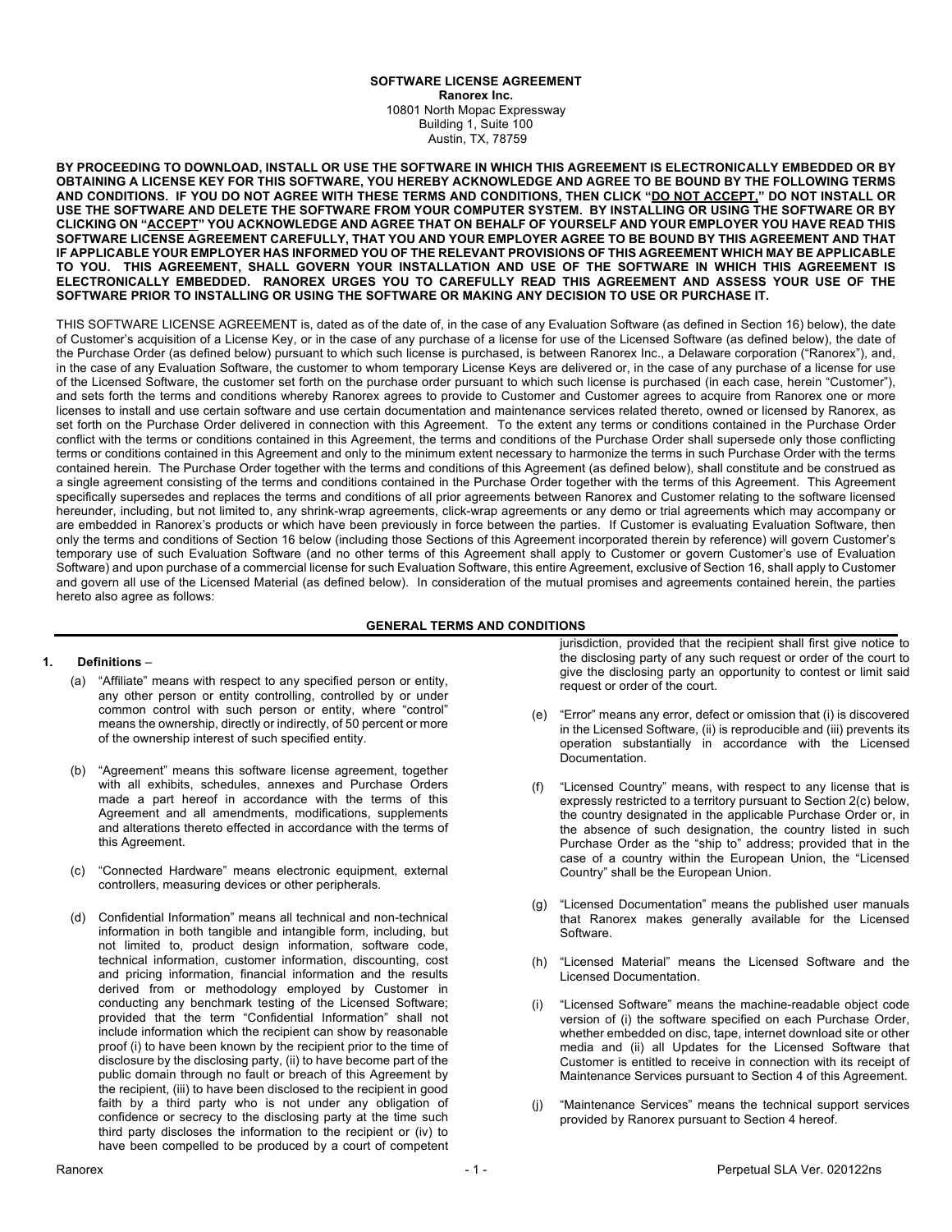**SOFTWARE LICENSE AGREEMENT**
**Ranorex Inc.**
10801 North Mopac Expressway
Building 1, Suite 100
Austin, TX, 78759

**BY PROCEEDING TO DOWNLOAD, INSTALL OR USE THE SOFTWARE IN WHICH THIS AGREEMENT IS ELECTRONICALLY EMBEDDED OR BY OBTAINING A LICENSE KEY FOR THIS SOFTWARE, YOU HEREBY ACKNOWLEDGE AND AGREE TO BE BOUND BY THE FOLLOWING TERMS AND CONDITIONS. IF YOU DO NOT AGREE WITH THESE TERMS AND CONDITIONS, THEN CLICK "DO NOT ACCEPT," DO NOT INSTALL OR USE THE SOFTWARE AND DELETE THE SOFTWARE FROM YOUR COMPUTER SYSTEM. BY INSTALLING OR USING THE SOFTWARE OR BY CLICKING ON "ACCEPT" YOU ACKNOWLEDGE AND AGREE THAT ON BEHALF OF YOURSELF AND YOUR EMPLOYER YOU HAVE READ THIS SOFTWARE LICENSE AGREEMENT CAREFULLY, THAT YOU AND YOUR EMPLOYER AGREE TO BE BOUND BY THIS AGREEMENT AND THAT IF APPLICABLE YOUR EMPLOYER HAS INFORMED YOU OF THE RELEVANT PROVISIONS OF THIS AGREEMENT WHICH MAY BE APPLICABLE TO YOU. THIS AGREEMENT, SHALL GOVERN YOUR INSTALLATION AND USE OF THE SOFTWARE IN WHICH THIS AGREEMENT IS ELECTRONICALLY EMBEDDED. RANOREX URGES YOU TO CAREFULLY READ THIS AGREEMENT AND ASSESS YOUR USE OF THE SOFTWARE PRIOR TO INSTALLING OR USING THE SOFTWARE OR MAKING ANY DECISION TO USE OR PURCHASE IT.**

THIS SOFTWARE LICENSE AGREEMENT is, dated as of the date of, in the case of any Evaluation Software (as defined in Section 16) below), the date of Customer's acquisition of a License Key, or in the case of any purchase of a license for use of the Licensed Software (as defined below), the date of the Purchase Order (as defined below) pursuant to which such license is purchased, is between Ranorex Inc., a Delaware corporation ("Ranorex"), and, in the case of any Evaluation Software, the customer to whom temporary License Keys are delivered or, in the case of any purchase of a license for use of the Licensed Software, the customer set forth on the purchase order pursuant to which such license is purchased (in each case, herein "Customer"), and sets forth the terms and conditions whereby Ranorex agrees to provide to Customer and Customer agrees to acquire from Ranorex one or more licenses to install and use certain software and use certain documentation and maintenance services related thereto, owned or licensed by Ranorex, as set forth on the Purchase Order delivered in connection with this Agreement. To the extent any terms or conditions contained in the Purchase Order conflict with the terms or conditions contained in this Agreement, the terms and conditions of the Purchase Order shall supersede only those conflicting terms or conditions contained in this Agreement and only to the minimum extent necessary to harmonize the terms in such Purchase Order with the terms contained herein. The Purchase Order together with the terms and conditions of this Agreement (as defined below), shall constitute and be construed as a single agreement consisting of the terms and conditions contained in the Purchase Order together with the terms of this Agreement. This Agreement specifically supersedes and replaces the terms and conditions of all prior agreements between Ranorex and Customer relating to the software licensed hereunder, including, but not limited to, any shrink-wrap agreements, click-wrap agreements or any demo or trial agreements which may accompany or are embedded in Ranorex's products or which have been previously in force between the parties. If Customer is evaluating Evaluation Software, then only the terms and conditions of Section 16 below (including those Sections of this Agreement incorporated therein by reference) will govern Customer's temporary use of such Evaluation Software (and no other terms of this Agreement shall apply to Customer or govern Customer's use of Evaluation Software) and upon purchase of a commercial license for such Evaluation Software, this entire Agreement, exclusive of Section 16, shall apply to Customer and govern all use of the Licensed Material (as defined below). In consideration of the mutual promises and agreements contained herein, the parties hereto also agree as follows:

## GENERAL TERMS AND CONDITIONS

**1. Definitions** –

(a) "Affiliate" means with respect to any specified person or entity, any other person or entity controlling, controlled by or under common control with such person or entity, where "control" means the ownership, directly or indirectly, of 50 percent or more of the ownership interest of such specified entity.

(b) "Agreement" means this software license agreement, together with all exhibits, schedules, annexes and Purchase Orders made a part hereof in accordance with the terms of this Agreement and all amendments, modifications, supplements and alterations thereto effected in accordance with the terms of this Agreement.

(c) "Connected Hardware" means electronic equipment, external controllers, measuring devices or other peripherals.

(d) Confidential Information" means all technical and non-technical information in both tangible and intangible form, including, but not limited to, product design information, software code, technical information, customer information, discounting, cost and pricing information, financial information and the results derived from or methodology employed by Customer in conducting any benchmark testing of the Licensed Software; provided that the term "Confidential Information" shall not include information which the recipient can show by reasonable proof (i) to have been known by the recipient prior to the time of disclosure by the disclosing party, (ii) to have become part of the public domain through no fault or breach of this Agreement by the recipient, (iii) to have been disclosed to the recipient in good faith by a third party who is not under any obligation of confidence or secrecy to the disclosing party at the time such third party discloses the information to the recipient or (iv) to have been compelled to be produced by a court of competent jurisdiction, provided that the recipient shall first give notice to the disclosing party of any such request or order of the court to give the disclosing party an opportunity to contest or limit said request or order of the court.

(e) "Error" means any error, defect or omission that (i) is discovered in the Licensed Software, (ii) is reproducible and (iii) prevents its operation substantially in accordance with the Licensed Documentation.

(f) "Licensed Country" means, with respect to any license that is expressly restricted to a territory pursuant to Section 2(c) below, the country designated in the applicable Purchase Order or, in the absence of such designation, the country listed in such Purchase Order as the "ship to" address; provided that in the case of a country within the European Union, the "Licensed Country" shall be the European Union.

(g) "Licensed Documentation" means the published user manuals that Ranorex makes generally available for the Licensed Software.

(h) "Licensed Material" means the Licensed Software and the Licensed Documentation.

(i) "Licensed Software" means the machine-readable object code version of (i) the software specified on each Purchase Order, whether embedded on disc, tape, internet download site or other media and (ii) all Updates for the Licensed Software that Customer is entitled to receive in connection with its receipt of Maintenance Services pursuant to Section 4 of this Agreement.

(j) "Maintenance Services" means the technical support services provided by Ranorex pursuant to Section 4 hereof.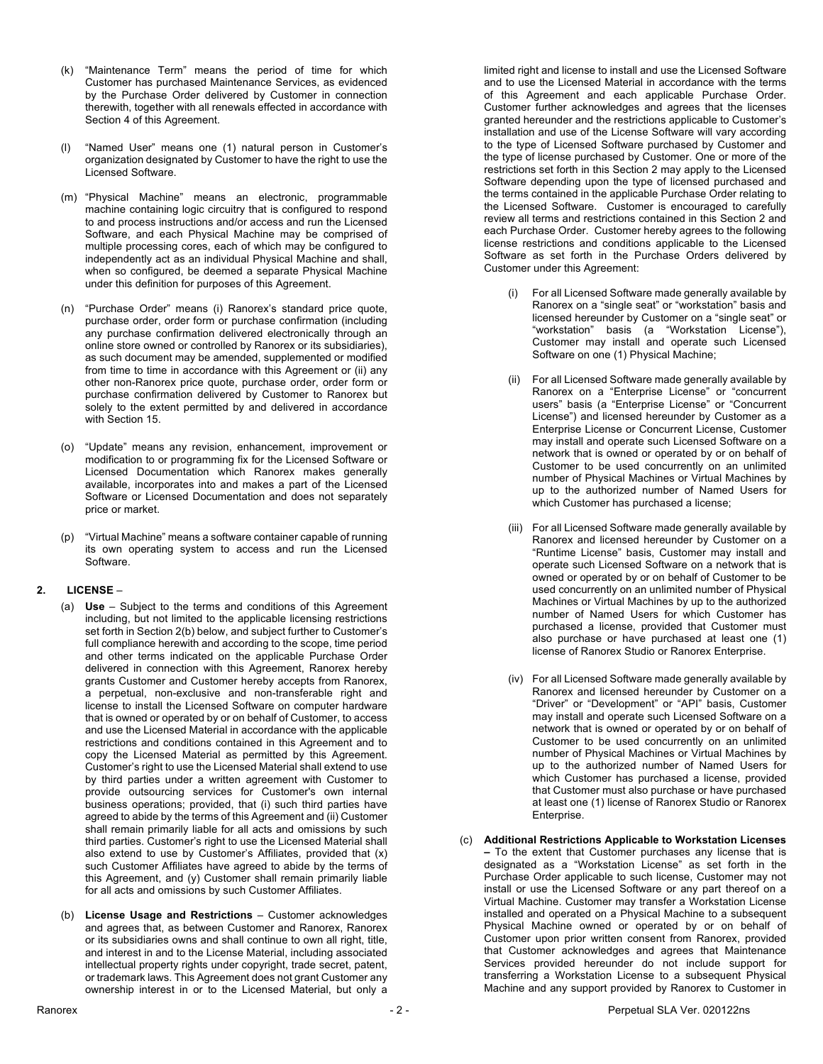(k) "Maintenance Term" means the period of time for which Customer has purchased Maintenance Services, as evidenced by the Purchase Order delivered by Customer in connection therewith, together with all renewals effected in accordance with Section 4 of this Agreement.

(l) "Named User" means one (1) natural person in Customer's organization designated by Customer to have the right to use the Licensed Software.

(m) "Physical Machine" means an electronic, programmable machine containing logic circuitry that is configured to respond to and process instructions and/or access and run the Licensed Software, and each Physical Machine may be comprised of multiple processing cores, each of which may be configured to independently act as an individual Physical Machine and shall, when so configured, be deemed a separate Physical Machine under this definition for purposes of this Agreement.

(n) "Purchase Order" means (i) Ranorex's standard price quote, purchase order, order form or purchase confirmation (including any purchase confirmation delivered electronically through an online store owned or controlled by Ranorex or its subsidiaries), as such document may be amended, supplemented or modified from time to time in accordance with this Agreement or (ii) any other non-Ranorex price quote, purchase order, order form or purchase confirmation delivered by Customer to Ranorex but solely to the extent permitted by and delivered in accordance with Section 15.

(o) "Update" means any revision, enhancement, improvement or modification to or programming fix for the Licensed Software or Licensed Documentation which Ranorex makes generally available, incorporates into and makes a part of the Licensed Software or Licensed Documentation and does not separately price or market.

(p) "Virtual Machine" means a software container capable of running its own operating system to access and run the Licensed Software.

## 2. LICENSE –

(a) **Use** – Subject to the terms and conditions of this Agreement including, but not limited to the applicable licensing restrictions set forth in Section 2(b) below, and subject further to Customer's full compliance herewith and according to the scope, time period and other terms indicated on the applicable Purchase Order delivered in connection with this Agreement, Ranorex hereby grants Customer and Customer hereby accepts from Ranorex, a perpetual, non-exclusive and non-transferable right and license to install the Licensed Software on computer hardware that is owned or operated by or on behalf of Customer, to access and use the Licensed Material in accordance with the applicable restrictions and conditions contained in this Agreement and to copy the Licensed Material as permitted by this Agreement. Customer's right to use the Licensed Material shall extend to use by third parties under a written agreement with Customer to provide outsourcing services for Customer's own internal business operations; provided, that (i) such third parties have agreed to abide by the terms of this Agreement and (ii) Customer shall remain primarily liable for all acts and omissions by such third parties. Customer's right to use the Licensed Material shall also extend to use by Customer's Affiliates, provided that (x) such Customer Affiliates have agreed to abide by the terms of this Agreement, and (y) Customer shall remain primarily liable for all acts and omissions by such Customer Affiliates.

(b) **License Usage and Restrictions** – Customer acknowledges and agrees that, as between Customer and Ranorex, Ranorex or its subsidiaries owns and shall continue to own all right, title, and interest in and to the License Material, including associated intellectual property rights under copyright, trade secret, patent, or trademark laws. This Agreement does not grant Customer any ownership interest in or to the Licensed Material, but only a limited right and license to install and use the Licensed Software and to use the Licensed Material in accordance with the terms of this Agreement and each applicable Purchase Order. Customer further acknowledges and agrees that the licenses granted hereunder and the restrictions applicable to Customer's installation and use of the License Software will vary according to the type of Licensed Software purchased by Customer and the type of license purchased by Customer. One or more of the restrictions set forth in this Section 2 may apply to the Licensed Software depending upon the type of licensed purchased and the terms contained in the applicable Purchase Order relating to the Licensed Software. Customer is encouraged to carefully review all terms and restrictions contained in this Section 2 and each Purchase Order. Customer hereby agrees to the following license restrictions and conditions applicable to the Licensed Software as set forth in the Purchase Orders delivered by Customer under this Agreement:

(i) For all Licensed Software made generally available by Ranorex on a "single seat" or "workstation" basis and licensed hereunder by Customer on a "single seat" or "workstation" basis (a "Workstation License"), Customer may install and operate such Licensed Software on one (1) Physical Machine;

(ii) For all Licensed Software made generally available by Ranorex on a "Enterprise License" or "concurrent users" basis (a "Enterprise License" or "Concurrent License") and licensed hereunder by Customer as a Enterprise License or Concurrent License, Customer may install and operate such Licensed Software on a network that is owned or operated by or on behalf of Customer to be used concurrently on an unlimited number of Physical Machines or Virtual Machines by up to the authorized number of Named Users for which Customer has purchased a license;

(iii) For all Licensed Software made generally available by Ranorex and licensed hereunder by Customer on a "Runtime License" basis, Customer may install and operate such Licensed Software on a network that is owned or operated by or on behalf of Customer to be used concurrently on an unlimited number of Physical Machines or Virtual Machines by up to the authorized number of Named Users for which Customer has purchased a license, provided that Customer must also purchase or have purchased at least one (1) license of Ranorex Studio or Ranorex Enterprise.

(iv) For all Licensed Software made generally available by Ranorex and licensed hereunder by Customer on a "Driver" or "Development" or "API" basis, Customer may install and operate such Licensed Software on a network that is owned or operated by or on behalf of Customer to be used concurrently on an unlimited number of Physical Machines or Virtual Machines by up to the authorized number of Named Users for which Customer has purchased a license, provided that Customer must also purchase or have purchased at least one (1) license of Ranorex Studio or Ranorex Enterprise.

(c) **Additional Restrictions Applicable to Workstation Licenses –** To the extent that Customer purchases any license that is designated as a "Workstation License" as set forth in the Purchase Order applicable to such license, Customer may not install or use the Licensed Software or any part thereof on a Virtual Machine. Customer may transfer a Workstation License installed and operated on a Physical Machine to a subsequent Physical Machine owned or operated by or on behalf of Customer upon prior written consent from Ranorex, provided that Customer acknowledges and agrees that Maintenance Services provided hereunder do not include support for transferring a Workstation License to a subsequent Physical Machine and any support provided by Ranorex to Customer in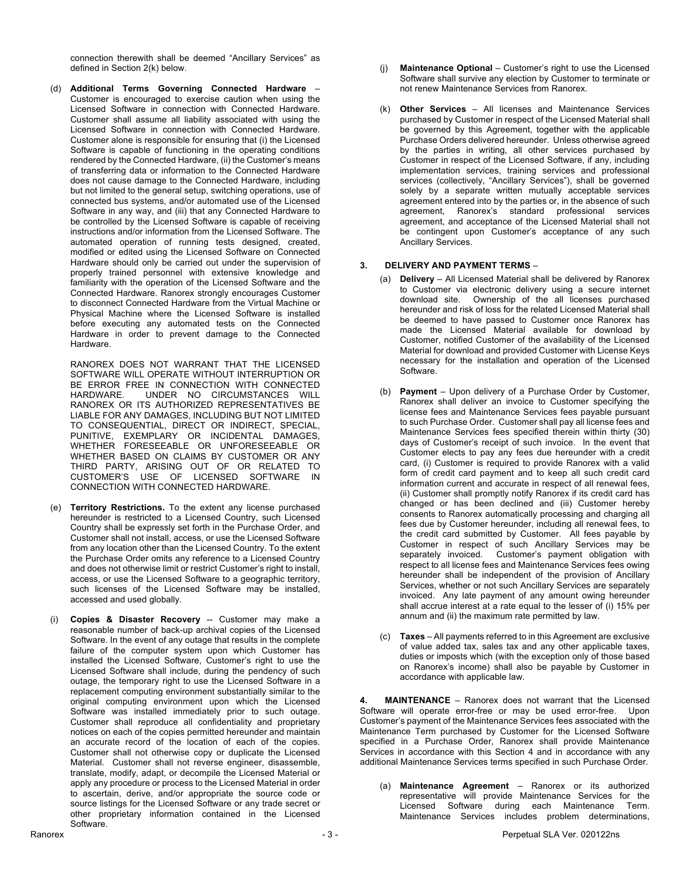connection therewith shall be deemed "Ancillary Services" as defined in Section 2(k) below.

(d) **Additional Terms Governing Connected Hardware** – Customer is encouraged to exercise caution when using the Licensed Software in connection with Connected Hardware. Customer shall assume all liability associated with using the Licensed Software in connection with Connected Hardware. Customer alone is responsible for ensuring that (i) the Licensed Software is capable of functioning in the operating conditions rendered by the Connected Hardware, (ii) the Customer's means of transferring data or information to the Connected Hardware does not cause damage to the Connected Hardware, including but not limited to the general setup, switching operations, use of connected bus systems, and/or automated use of the Licensed Software in any way, and (iii) that any Connected Hardware to be controlled by the Licensed Software is capable of receiving instructions and/or information from the Licensed Software. The automated operation of running tests designed, created, modified or edited using the Licensed Software on Connected Hardware should only be carried out under the supervision of properly trained personnel with extensive knowledge and familiarity with the operation of the Licensed Software and the Connected Hardware. Ranorex strongly encourages Customer to disconnect Connected Hardware from the Virtual Machine or Physical Machine where the Licensed Software is installed before executing any automated tests on the Connected Hardware in order to prevent damage to the Connected Hardware.

RANOREX DOES NOT WARRANT THAT THE LICENSED SOFTWARE WILL OPERATE WITHOUT INTERRUPTION OR BE ERROR FREE IN CONNECTION WITH CONNECTED HARDWARE. UNDER NO CIRCUMSTANCES WILL RANOREX OR ITS AUTHORIZED REPRESENTATIVES BE LIABLE FOR ANY DAMAGES, INCLUDING BUT NOT LIMITED TO CONSEQUENTIAL, DIRECT OR INDIRECT, SPECIAL, PUNITIVE, EXEMPLARY OR INCIDENTAL DAMAGES, WHETHER FORESEEABLE OR UNFORESEEABLE OR WHETHER BASED ON CLAIMS BY CUSTOMER OR ANY THIRD PARTY, ARISING OUT OF OR RELATED TO CUSTOMER'S USE OF LICENSED SOFTWARE IN CONNECTION WITH CONNECTED HARDWARE.

(e) **Territory Restrictions.** To the extent any license purchased hereunder is restricted to a Licensed Country, such Licensed Country shall be expressly set forth in the Purchase Order, and Customer shall not install, access, or use the Licensed Software from any location other than the Licensed Country. To the extent the Purchase Order omits any reference to a Licensed Country and does not otherwise limit or restrict Customer's right to install, access, or use the Licensed Software to a geographic territory, such licenses of the Licensed Software may be installed, accessed and used globally.

(i) **Copies & Disaster Recovery** -- Customer may make a reasonable number of back-up archival copies of the Licensed Software. In the event of any outage that results in the complete failure of the computer system upon which Customer has installed the Licensed Software, Customer's right to use the Licensed Software shall include, during the pendency of such outage, the temporary right to use the Licensed Software in a replacement computing environment substantially similar to the original computing environment upon which the Licensed Software was installed immediately prior to such outage. Customer shall reproduce all confidentiality and proprietary notices on each of the copies permitted hereunder and maintain an accurate record of the location of each of the copies. Customer shall not otherwise copy or duplicate the Licensed Material. Customer shall not reverse engineer, disassemble, translate, modify, adapt, or decompile the Licensed Material or apply any procedure or process to the Licensed Material in order to ascertain, derive, and/or appropriate the source code or source listings for the Licensed Software or any trade secret or other proprietary information contained in the Licensed Software.

(j) **Maintenance Optional** – Customer's right to use the Licensed Software shall survive any election by Customer to terminate or not renew Maintenance Services from Ranorex.

(k) **Other Services** – All licenses and Maintenance Services purchased by Customer in respect of the Licensed Material shall be governed by this Agreement, together with the applicable Purchase Orders delivered hereunder. Unless otherwise agreed by the parties in writing, all other services purchased by Customer in respect of the Licensed Software, if any, including implementation services, training services and professional services (collectively, "Ancillary Services"), shall be governed solely by a separate written mutually acceptable services agreement entered into by the parties or, in the absence of such agreement, Ranorex's standard professional services agreement, and acceptance of the Licensed Material shall not be contingent upon Customer's acceptance of any such Ancillary Services.

**3. DELIVERY AND PAYMENT TERMS** –

(a) **Delivery** – All Licensed Material shall be delivered by Ranorex to Customer via electronic delivery using a secure internet download site. Ownership of the all licenses purchased hereunder and risk of loss for the related Licensed Material shall be deemed to have passed to Customer once Ranorex has made the Licensed Material available for download by Customer, notified Customer of the availability of the Licensed Material for download and provided Customer with License Keys necessary for the installation and operation of the Licensed Software.

(b) **Payment** – Upon delivery of a Purchase Order by Customer, Ranorex shall deliver an invoice to Customer specifying the license fees and Maintenance Services fees payable pursuant to such Purchase Order. Customer shall pay all license fees and Maintenance Services fees specified therein within thirty (30) days of Customer's receipt of such invoice. In the event that Customer elects to pay any fees due hereunder with a credit card, (i) Customer is required to provide Ranorex with a valid form of credit card payment and to keep all such credit card information current and accurate in respect of all renewal fees, (ii) Customer shall promptly notify Ranorex if its credit card has changed or has been declined and (iii) Customer hereby consents to Ranorex automatically processing and charging all fees due by Customer hereunder, including all renewal fees, to the credit card submitted by Customer. All fees payable by Customer in respect of such Ancillary Services may be separately invoiced. Customer's payment obligation with respect to all license fees and Maintenance Services fees owing hereunder shall be independent of the provision of Ancillary Services, whether or not such Ancillary Services are separately invoiced. Any late payment of any amount owing hereunder shall accrue interest at a rate equal to the lesser of (i) 15% per annum and (ii) the maximum rate permitted by law.

(c) **Taxes** – All payments referred to in this Agreement are exclusive of value added tax, sales tax and any other applicable taxes, duties or imposts which (with the exception only of those based on Ranorex's income) shall also be payable by Customer in accordance with applicable law.

**4. MAINTENANCE** – Ranorex does not warrant that the Licensed Software will operate error-free or may be used error-free. Upon Customer's payment of the Maintenance Services fees associated with the Maintenance Term purchased by Customer for the Licensed Software specified in a Purchase Order, Ranorex shall provide Maintenance Services in accordance with this Section 4 and in accordance with any additional Maintenance Services terms specified in such Purchase Order.

(a) **Maintenance Agreement** – Ranorex or its authorized representative will provide Maintenance Services for the Licensed Software during each Maintenance Term. Maintenance Services includes problem determinations,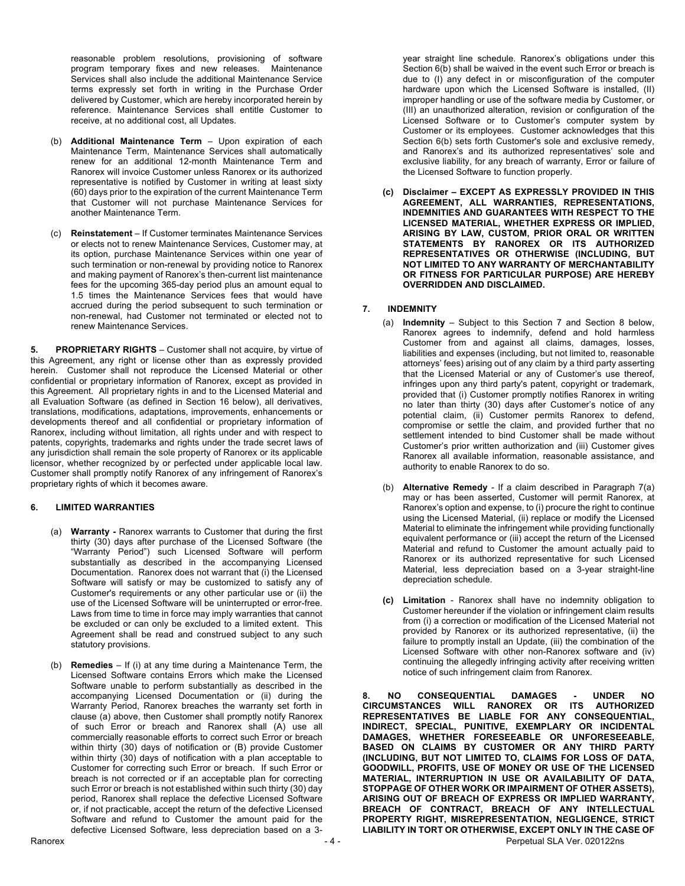reasonable problem resolutions, provisioning of software program temporary fixes and new releases. Maintenance Services shall also include the additional Maintenance Service terms expressly set forth in writing in the Purchase Order delivered by Customer, which are hereby incorporated herein by reference. Maintenance Services shall entitle Customer to receive, at no additional cost, all Updates.

(b) **Additional Maintenance Term** – Upon expiration of each Maintenance Term, Maintenance Services shall automatically renew for an additional 12-month Maintenance Term and Ranorex will invoice Customer unless Ranorex or its authorized representative is notified by Customer in writing at least sixty (60) days prior to the expiration of the current Maintenance Term that Customer will not purchase Maintenance Services for another Maintenance Term.

(c) **Reinstatement** – If Customer terminates Maintenance Services or elects not to renew Maintenance Services, Customer may, at its option, purchase Maintenance Services within one year of such termination or non-renewal by providing notice to Ranorex and making payment of Ranorex's then-current list maintenance fees for the upcoming 365-day period plus an amount equal to 1.5 times the Maintenance Services fees that would have accrued during the period subsequent to such termination or non-renewal, had Customer not terminated or elected not to renew Maintenance Services.

**5. PROPRIETARY RIGHTS** – Customer shall not acquire, by virtue of this Agreement, any right or license other than as expressly provided herein. Customer shall not reproduce the Licensed Material or other confidential or proprietary information of Ranorex, except as provided in this Agreement. All proprietary rights in and to the Licensed Material and all Evaluation Software (as defined in Section 16 below), all derivatives, translations, modifications, adaptations, improvements, enhancements or developments thereof and all confidential or proprietary information of Ranorex, including without limitation, all rights under and with respect to patents, copyrights, trademarks and rights under the trade secret laws of any jurisdiction shall remain the sole property of Ranorex or its applicable licensor, whether recognized by or perfected under applicable local law. Customer shall promptly notify Ranorex of any infringement of Ranorex's proprietary rights of which it becomes aware.

## 6. LIMITED WARRANTIES

(a) **Warranty -** Ranorex warrants to Customer that during the first thirty (30) days after purchase of the Licensed Software (the "Warranty Period") such Licensed Software will perform substantially as described in the accompanying Licensed Documentation. Ranorex does not warrant that (i) the Licensed Software will satisfy or may be customized to satisfy any of Customer's requirements or any other particular use or (ii) the use of the Licensed Software will be uninterrupted or error-free. Laws from time to time in force may imply warranties that cannot be excluded or can only be excluded to a limited extent. This Agreement shall be read and construed subject to any such statutory provisions.

(b) **Remedies** – If (i) at any time during a Maintenance Term, the Licensed Software contains Errors which make the Licensed Software unable to perform substantially as described in the accompanying Licensed Documentation or (ii) during the Warranty Period, Ranorex breaches the warranty set forth in clause (a) above, then Customer shall promptly notify Ranorex of such Error or breach and Ranorex shall (A) use all commercially reasonable efforts to correct such Error or breach within thirty (30) days of notification or (B) provide Customer within thirty (30) days of notification with a plan acceptable to Customer for correcting such Error or breach. If such Error or breach is not corrected or if an acceptable plan for correcting such Error or breach is not established within such thirty (30) day period, Ranorex shall replace the defective Licensed Software or, if not practicable, accept the return of the defective Licensed Software and refund to Customer the amount paid for the defective Licensed Software, less depreciation based on a 3-year straight line schedule. Ranorex's obligations under this Section 6(b) shall be waived in the event such Error or breach is due to (I) any defect in or misconfiguration of the computer hardware upon which the Licensed Software is installed, (II) improper handling or use of the software media by Customer, or (III) an unauthorized alteration, revision or configuration of the Licensed Software or to Customer's computer system by Customer or its employees. Customer acknowledges that this Section 6(b) sets forth Customer's sole and exclusive remedy, and Ranorex's and its authorized representatives' sole and exclusive liability, for any breach of warranty, Error or failure of the Licensed Software to function properly.

**(c) Disclaimer – EXCEPT AS EXPRESSLY PROVIDED IN THIS AGREEMENT, ALL WARRANTIES, REPRESENTATIONS, INDEMNITIES AND GUARANTEES WITH RESPECT TO THE LICENSED MATERIAL, WHETHER EXPRESS OR IMPLIED, ARISING BY LAW, CUSTOM, PRIOR ORAL OR WRITTEN STATEMENTS BY RANOREX OR ITS AUTHORIZED REPRESENTATIVES OR OTHERWISE (INCLUDING, BUT NOT LIMITED TO ANY WARRANTY OF MERCHANTABILITY OR FITNESS FOR PARTICULAR PURPOSE) ARE HEREBY OVERRIDDEN AND DISCLAIMED.**

## 7. INDEMNITY

(a) **Indemnity** – Subject to this Section 7 and Section 8 below, Ranorex agrees to indemnify, defend and hold harmless Customer from and against all claims, damages, losses, liabilities and expenses (including, but not limited to, reasonable attorneys' fees) arising out of any claim by a third party asserting that the Licensed Material or any of Customer's use thereof, infringes upon any third party's patent, copyright or trademark, provided that (i) Customer promptly notifies Ranorex in writing no later than thirty (30) days after Customer's notice of any potential claim, (ii) Customer permits Ranorex to defend, compromise or settle the claim, and provided further that no settlement intended to bind Customer shall be made without Customer's prior written authorization and (iii) Customer gives Ranorex all available information, reasonable assistance, and authority to enable Ranorex to do so.

(b) **Alternative Remedy** - If a claim described in Paragraph 7(a) may or has been asserted, Customer will permit Ranorex, at Ranorex's option and expense, to (i) procure the right to continue using the Licensed Material, (ii) replace or modify the Licensed Material to eliminate the infringement while providing functionally equivalent performance or (iii) accept the return of the Licensed Material and refund to Customer the amount actually paid to Ranorex or its authorized representative for such Licensed Material, less depreciation based on a 3-year straight-line depreciation schedule.

**(c) Limitation** - Ranorex shall have no indemnity obligation to Customer hereunder if the violation or infringement claim results from (i) a correction or modification of the Licensed Material not provided by Ranorex or its authorized representative, (ii) the failure to promptly install an Update, (iii) the combination of the Licensed Software with other non-Ranorex software and (iv) continuing the allegedly infringing activity after receiving written notice of such infringement claim from Ranorex.

**8. NO CONSEQUENTIAL DAMAGES - UNDER NO CIRCUMSTANCES WILL RANOREX OR ITS AUTHORIZED REPRESENTATIVES BE LIABLE FOR ANY CONSEQUENTIAL, INDIRECT, SPECIAL, PUNITIVE, EXEMPLARY OR INCIDENTAL DAMAGES, WHETHER FORESEEABLE OR UNFORESEEABLE, BASED ON CLAIMS BY CUSTOMER OR ANY THIRD PARTY (INCLUDING, BUT NOT LIMITED TO, CLAIMS FOR LOSS OF DATA, GOODWILL, PROFITS, USE OF MONEY OR USE OF THE LICENSED MATERIAL, INTERRUPTION IN USE OR AVAILABILITY OF DATA, STOPPAGE OF OTHER WORK OR IMPAIRMENT OF OTHER ASSETS), ARISING OUT OF BREACH OF EXPRESS OR IMPLIED WARRANTY, BREACH OF CONTRACT, BREACH OF ANY INTELLECTUAL PROPERTY RIGHT, MISREPRESENTATION, NEGLIGENCE, STRICT LIABILITY IN TORT OR OTHERWISE, EXCEPT ONLY IN THE CASE OF**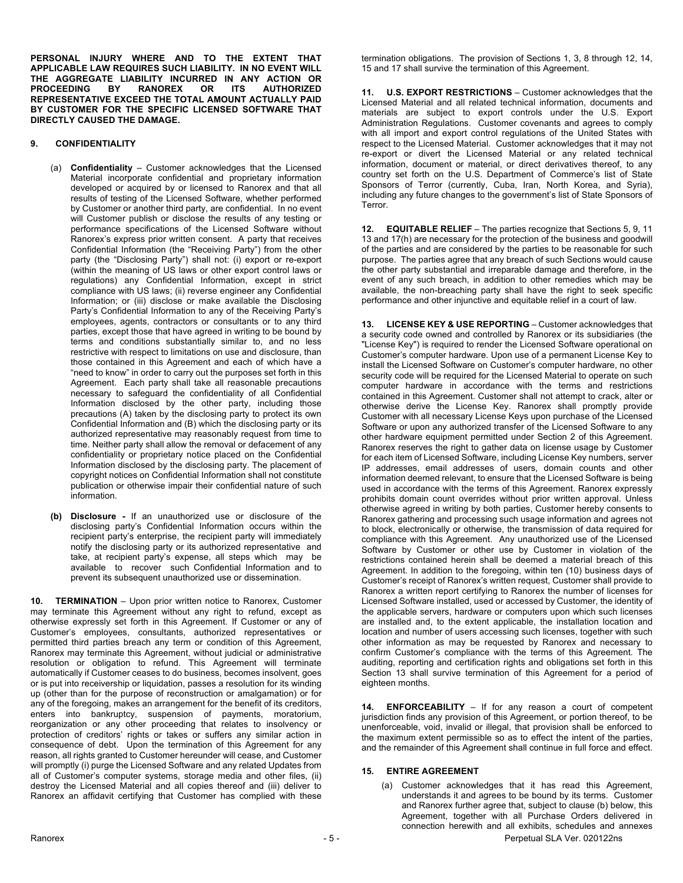**PERSONAL INJURY WHERE AND TO THE EXTENT THAT APPLICABLE LAW REQUIRES SUCH LIABILITY. IN NO EVENT WILL THE AGGREGATE LIABILITY INCURRED IN ANY ACTION OR PROCEEDING BY RANOREX OR ITS AUTHORIZED REPRESENTATIVE EXCEED THE TOTAL AMOUNT ACTUALLY PAID BY CUSTOMER FOR THE SPECIFIC LICENSED SOFTWARE THAT DIRECTLY CAUSED THE DAMAGE.**

**9. CONFIDENTIALITY**

(a) **Confidentiality** – Customer acknowledges that the Licensed Material incorporate confidential and proprietary information developed or acquired by or licensed to Ranorex and that all results of testing of the Licensed Software, whether performed by Customer or another third party, are confidential. In no event will Customer publish or disclose the results of any testing or performance specifications of the Licensed Software without Ranorex's express prior written consent. A party that receives Confidential Information (the "Receiving Party") from the other party (the "Disclosing Party") shall not: (i) export or re-export (within the meaning of US laws or other export control laws or regulations) any Confidential Information, except in strict compliance with US laws; (ii) reverse engineer any Confidential Information; or (iii) disclose or make available the Disclosing Party's Confidential Information to any of the Receiving Party's employees, agents, contractors or consultants or to any third parties, except those that have agreed in writing to be bound by terms and conditions substantially similar to, and no less restrictive with respect to limitations on use and disclosure, than those contained in this Agreement and each of which have a "need to know" in order to carry out the purposes set forth in this Agreement. Each party shall take all reasonable precautions necessary to safeguard the confidentiality of all Confidential Information disclosed by the other party, including those precautions (A) taken by the disclosing party to protect its own Confidential Information and (B) which the disclosing party or its authorized representative may reasonably request from time to time. Neither party shall allow the removal or defacement of any confidentiality or proprietary notice placed on the Confidential Information disclosed by the disclosing party. The placement of copyright notices on Confidential Information shall not constitute publication or otherwise impair their confidential nature of such information.

**(b) Disclosure -** If an unauthorized use or disclosure of the disclosing party's Confidential Information occurs within the recipient party's enterprise, the recipient party will immediately notify the disclosing party or its authorized representative and take, at recipient party's expense, all steps which may be available to recover such Confidential Information and to prevent its subsequent unauthorized use or dissemination.

**10. TERMINATION** – Upon prior written notice to Ranorex, Customer may terminate this Agreement without any right to refund, except as otherwise expressly set forth in this Agreement. If Customer or any of Customer's employees, consultants, authorized representatives or permitted third parties breach any term or condition of this Agreement, Ranorex may terminate this Agreement, without judicial or administrative resolution or obligation to refund. This Agreement will terminate automatically if Customer ceases to do business, becomes insolvent, goes or is put into receivership or liquidation, passes a resolution for its winding up (other than for the purpose of reconstruction or amalgamation) or for any of the foregoing, makes an arrangement for the benefit of its creditors, enters into bankruptcy, suspension of payments, moratorium, reorganization or any other proceeding that relates to insolvency or protection of creditors' rights or takes or suffers any similar action in consequence of debt. Upon the termination of this Agreement for any reason, all rights granted to Customer hereunder will cease, and Customer will promptly (i) purge the Licensed Software and any related Updates from all of Customer's computer systems, storage media and other files, (ii) destroy the Licensed Material and all copies thereof and (iii) deliver to Ranorex an affidavit certifying that Customer has complied with these termination obligations. The provision of Sections 1, 3, 8 through 12, 14, 15 and 17 shall survive the termination of this Agreement.

**11. U.S. EXPORT RESTRICTIONS** – Customer acknowledges that the Licensed Material and all related technical information, documents and materials are subject to export controls under the U.S. Export Administration Regulations. Customer covenants and agrees to comply with all import and export control regulations of the United States with respect to the Licensed Material. Customer acknowledges that it may not re-export or divert the Licensed Material or any related technical information, document or material, or direct derivatives thereof, to any country set forth on the U.S. Department of Commerce's list of State Sponsors of Terror (currently, Cuba, Iran, North Korea, and Syria), including any future changes to the government's list of State Sponsors of Terror.

**12. EQUITABLE RELIEF** – The parties recognize that Sections 5, 9, 11 13 and 17(h) are necessary for the protection of the business and goodwill of the parties and are considered by the parties to be reasonable for such purpose. The parties agree that any breach of such Sections would cause the other party substantial and irreparable damage and therefore, in the event of any such breach, in addition to other remedies which may be available, the non-breaching party shall have the right to seek specific performance and other injunctive and equitable relief in a court of law.

**13. LICENSE KEY & USE REPORTING** – Customer acknowledges that a security code owned and controlled by Ranorex or its subsidiaries (the "License Key") is required to render the Licensed Software operational on Customer's computer hardware. Upon use of a permanent License Key to install the Licensed Software on Customer's computer hardware, no other security code will be required for the Licensed Material to operate on such computer hardware in accordance with the terms and restrictions contained in this Agreement. Customer shall not attempt to crack, alter or otherwise derive the License Key. Ranorex shall promptly provide Customer with all necessary License Keys upon purchase of the Licensed Software or upon any authorized transfer of the Licensed Software to any other hardware equipment permitted under Section 2 of this Agreement. Ranorex reserves the right to gather data on license usage by Customer for each item of Licensed Software, including License Key numbers, server IP addresses, email addresses of users, domain counts and other information deemed relevant, to ensure that the Licensed Software is being used in accordance with the terms of this Agreement. Ranorex expressly prohibits domain count overrides without prior written approval. Unless otherwise agreed in writing by both parties, Customer hereby consents to Ranorex gathering and processing such usage information and agrees not to block, electronically or otherwise, the transmission of data required for compliance with this Agreement. Any unauthorized use of the Licensed Software by Customer or other use by Customer in violation of the restrictions contained herein shall be deemed a material breach of this Agreement. In addition to the foregoing, within ten (10) business days of Customer's receipt of Ranorex's written request, Customer shall provide to Ranorex a written report certifying to Ranorex the number of licenses for Licensed Software installed, used or accessed by Customer, the identity of the applicable servers, hardware or computers upon which such licenses are installed and, to the extent applicable, the installation location and location and number of users accessing such licenses, together with such other information as may be requested by Ranorex and necessary to confirm Customer's compliance with the terms of this Agreement. The auditing, reporting and certification rights and obligations set forth in this Section 13 shall survive termination of this Agreement for a period of eighteen months.

**14. ENFORCEABILITY** – If for any reason a court of competent jurisdiction finds any provision of this Agreement, or portion thereof, to be unenforceable, void, invalid or illegal, that provision shall be enforced to the maximum extent permissible so as to effect the intent of the parties, and the remainder of this Agreement shall continue in full force and effect.

**15. ENTIRE AGREEMENT**

(a) Customer acknowledges that it has read this Agreement, understands it and agrees to be bound by its terms. Customer and Ranorex further agree that, subject to clause (b) below, this Agreement, together with all Purchase Orders delivered in connection herewith and all exhibits, schedules and annexes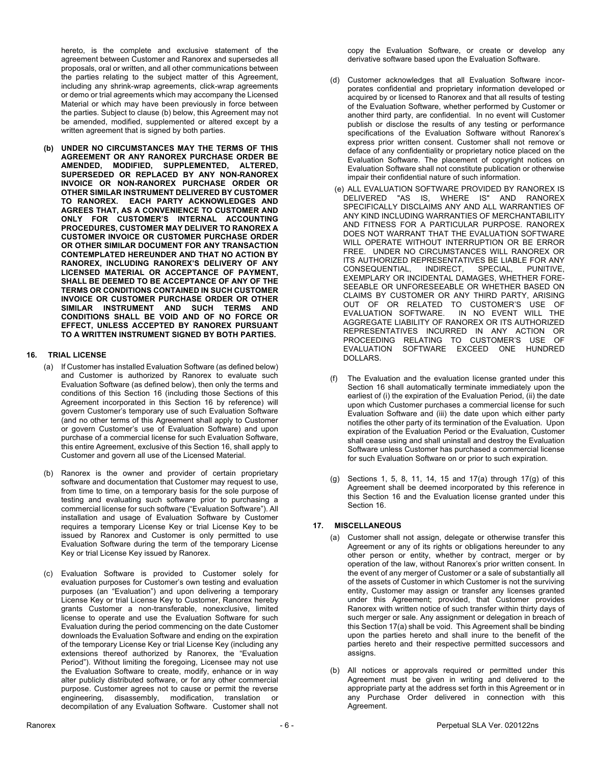hereto, is the complete and exclusive statement of the agreement between Customer and Ranorex and supersedes all proposals, oral or written, and all other communications between the parties relating to the subject matter of this Agreement, including any shrink-wrap agreements, click-wrap agreements or demo or trial agreements which may accompany the Licensed Material or which may have been previously in force between the parties. Subject to clause (b) below, this Agreement may not be amended, modified, supplemented or altered except by a written agreement that is signed by both parties.

**(b) UNDER NO CIRCUMSTANCES MAY THE TERMS OF THIS AGREEMENT OR ANY RANOREX PURCHASE ORDER BE AMENDED, MODIFIED, SUPPLEMENTED, ALTERED, SUPERSEDED OR REPLACED BY ANY NON-RANOREX INVOICE OR NON-RANOREX PURCHASE ORDER OR OTHER SIMILAR INSTRUMENT DELIVERED BY CUSTOMER TO RANOREX. EACH PARTY ACKNOWLEDGES AND AGREES THAT, AS A CONVENIENCE TO CUSTOMER AND ONLY FOR CUSTOMER'S INTERNAL ACCOUNTING PROCEDURES, CUSTOMER MAY DELIVER TO RANOREX A CUSTOMER INVOICE OR CUSTOMER PURCHASE ORDER OR OTHER SIMILAR DOCUMENT FOR ANY TRANSACTION CONTEMPLATED HEREUNDER AND THAT NO ACTION BY RANOREX, INCLUDING RANOREX'S DELIVERY OF ANY LICENSED MATERIAL OR ACCEPTANCE OF PAYMENT, SHALL BE DEEMED TO BE ACCEPTANCE OF ANY OF THE TERMS OR CONDITIONS CONTAINED IN SUCH CUSTOMER INVOICE OR CUSTOMER PURCHASE ORDER OR OTHER SIMILAR INSTRUMENT AND SUCH TERMS AND CONDITIONS SHALL BE VOID AND OF NO FORCE OR EFFECT, UNLESS ACCEPTED BY RANOREX PURSUANT TO A WRITTEN INSTRUMENT SIGNED BY BOTH PARTIES.**

## 16. TRIAL LICENSE

(a) If Customer has installed Evaluation Software (as defined below) and Customer is authorized by Ranorex to evaluate such Evaluation Software (as defined below), then only the terms and conditions of this Section 16 (including those Sections of this Agreement incorporated in this Section 16 by reference) will govern Customer's temporary use of such Evaluation Software (and no other terms of this Agreement shall apply to Customer or govern Customer's use of Evaluation Software) and upon purchase of a commercial license for such Evaluation Software, this entire Agreement, exclusive of this Section 16, shall apply to Customer and govern all use of the Licensed Material.

(b) Ranorex is the owner and provider of certain proprietary software and documentation that Customer may request to use, from time to time, on a temporary basis for the sole purpose of testing and evaluating such software prior to purchasing a commercial license for such software ("Evaluation Software"). All installation and usage of Evaluation Software by Customer requires a temporary License Key or trial License Key to be issued by Ranorex and Customer is only permitted to use Evaluation Software during the term of the temporary License Key or trial License Key issued by Ranorex.

(c) Evaluation Software is provided to Customer solely for evaluation purposes for Customer's own testing and evaluation purposes (an "Evaluation") and upon delivering a temporary License Key or trial License Key to Customer, Ranorex hereby grants Customer a non-transferable, nonexclusive, limited license to operate and use the Evaluation Software for such Evaluation during the period commencing on the date Customer downloads the Evaluation Software and ending on the expiration of the temporary License Key or trial License Key (including any extensions thereof authorized by Ranorex, the "Evaluation Period"). Without limiting the foregoing, Licensee may not use the Evaluation Software to create, modify, enhance or in way alter publicly distributed software, or for any other commercial purpose. Customer agrees not to cause or permit the reverse engineering, disassembly, modification, translation or decompilation of any Evaluation Software. Customer shall not copy the Evaluation Software, or create or develop any derivative software based upon the Evaluation Software.

(d) Customer acknowledges that all Evaluation Software incorporates confidential and proprietary information developed or acquired by or licensed to Ranorex and that all results of testing of the Evaluation Software, whether performed by Customer or another third party, are confidential. In no event will Customer publish or disclose the results of any testing or performance specifications of the Evaluation Software without Ranorex's express prior written consent. Customer shall not remove or deface of any confidentiality or proprietary notice placed on the Evaluation Software. The placement of copyright notices on Evaluation Software shall not constitute publication or otherwise impair their confidential nature of such information.

(e) ALL EVALUATION SOFTWARE PROVIDED BY RANOREX IS DELIVERED "AS IS, WHERE IS" AND RANOREX SPECIFICALLY DISCLAIMS ANY AND ALL WARRANTIES OF ANY KIND INCLUDING WARRANTIES OF MERCHANTABILITY AND FITNESS FOR A PARTICULAR PURPOSE. RANOREX DOES NOT WARRANT THAT THE EVALUATION SOFTWARE WILL OPERATE WITHOUT INTERRUPTION OR BE ERROR FREE. UNDER NO CIRCUMSTANCES WILL RANOREX OR ITS AUTHORIZED REPRESENTATIVES BE LIABLE FOR ANY CONSEQUENTIAL, INDIRECT, SPECIAL, PUNITIVE, EXEMPLARY OR INCIDENTAL DAMAGES, WHETHER FORESEEABLE OR UNFORESEEABLE OR WHETHER BASED ON CLAIMS BY CUSTOMER OR ANY THIRD PARTY, ARISING OUT OF OR RELATED TO CUSTOMER'S USE OF EVALUATION SOFTWARE. IN NO EVENT WILL THE AGGREGATE LIABILITY OF RANOREX OR ITS AUTHORIZED REPRESENTATIVES INCURRED IN ANY ACTION OR PROCEEDING RELATING TO CUSTOMER'S USE OF EVALUATION SOFTWARE EXCEED ONE HUNDRED DOLLARS.

(f) The Evaluation and the evaluation license granted under this Section 16 shall automatically terminate immediately upon the earliest of (i) the expiration of the Evaluation Period, (ii) the date upon which Customer purchases a commercial license for such Evaluation Software and (iii) the date upon which either party notifies the other party of its termination of the Evaluation. Upon expiration of the Evaluation Period or the Evaluation, Customer shall cease using and shall uninstall and destroy the Evaluation Software unless Customer has purchased a commercial license for such Evaluation Software on or prior to such expiration.

(g) Sections 1, 5, 8, 11, 14, 15 and 17(a) through 17(g) of this Agreement shall be deemed incorporated by this reference in this Section 16 and the Evaluation license granted under this Section 16.

## 17. MISCELLANEOUS

(a) Customer shall not assign, delegate or otherwise transfer this Agreement or any of its rights or obligations hereunder to any other person or entity, whether by contract, merger or by operation of the law, without Ranorex's prior written consent. In the event of any merger of Customer or a sale of substantially all of the assets of Customer in which Customer is not the surviving entity, Customer may assign or transfer any licenses granted under this Agreement; provided, that Customer provides Ranorex with written notice of such transfer within thirty days of such merger or sale. Any assignment or delegation in breach of this Section 17(a) shall be void. This Agreement shall be binding upon the parties hereto and shall inure to the benefit of the parties hereto and their respective permitted successors and assigns.

(b) All notices or approvals required or permitted under this Agreement must be given in writing and delivered to the appropriate party at the address set forth in this Agreement or in any Purchase Order delivered in connection with this Agreement.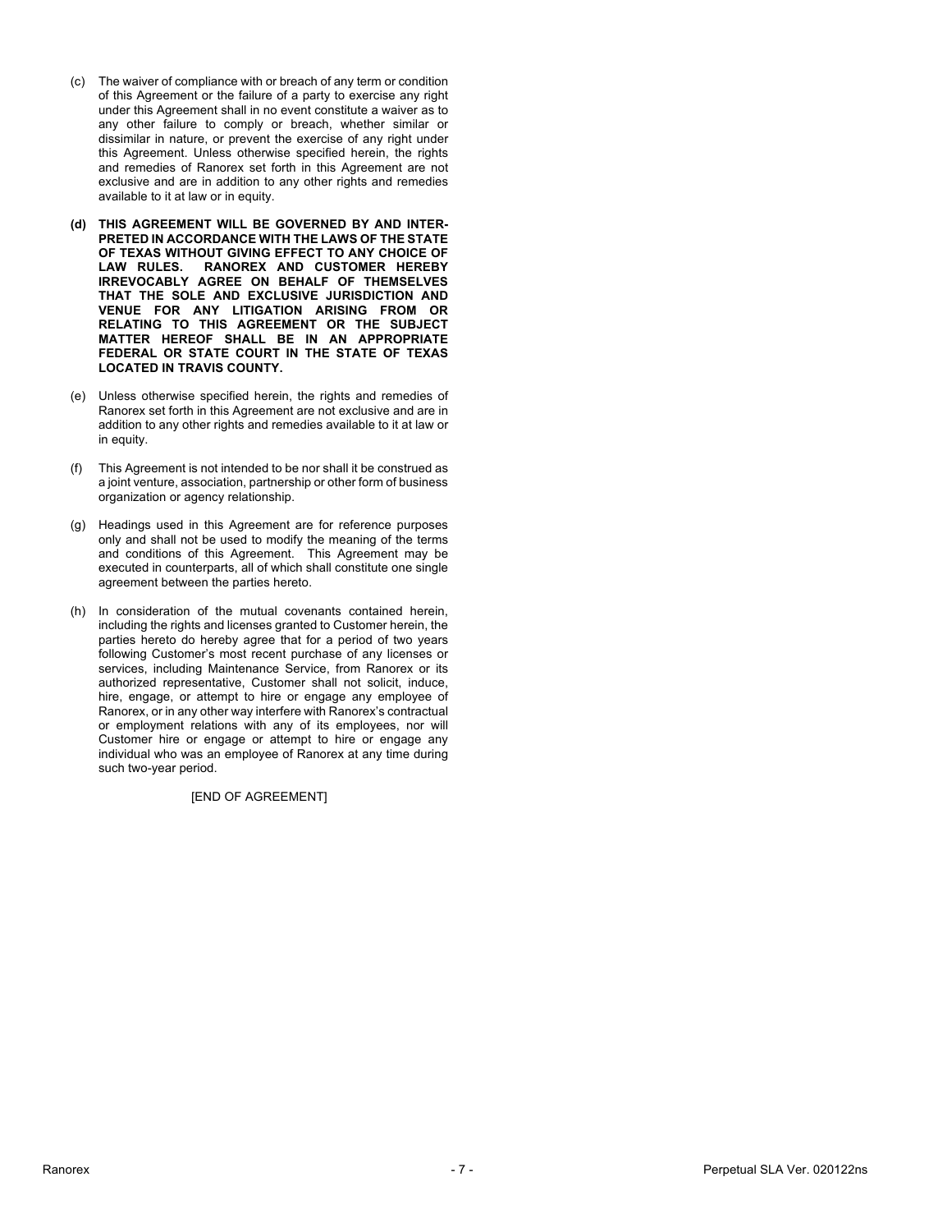(c) The waiver of compliance with or breach of any term or condition of this Agreement or the failure of a party to exercise any right under this Agreement shall in no event constitute a waiver as to any other failure to comply or breach, whether similar or dissimilar in nature, or prevent the exercise of any right under this Agreement. Unless otherwise specified herein, the rights and remedies of Ranorex set forth in this Agreement are not exclusive and are in addition to any other rights and remedies available to it at law or in equity.

**(d) THIS AGREEMENT WILL BE GOVERNED BY AND INTERPRETED IN ACCORDANCE WITH THE LAWS OF THE STATE OF TEXAS WITHOUT GIVING EFFECT TO ANY CHOICE OF LAW RULES. RANOREX AND CUSTOMER HEREBY IRREVOCABLY AGREE ON BEHALF OF THEMSELVES THAT THE SOLE AND EXCLUSIVE JURISDICTION AND VENUE FOR ANY LITIGATION ARISING FROM OR RELATING TO THIS AGREEMENT OR THE SUBJECT MATTER HEREOF SHALL BE IN AN APPROPRIATE FEDERAL OR STATE COURT IN THE STATE OF TEXAS LOCATED IN TRAVIS COUNTY.**

(e) Unless otherwise specified herein, the rights and remedies of Ranorex set forth in this Agreement are not exclusive and are in addition to any other rights and remedies available to it at law or in equity.

(f) This Agreement is not intended to be nor shall it be construed as a joint venture, association, partnership or other form of business organization or agency relationship.

(g) Headings used in this Agreement are for reference purposes only and shall not be used to modify the meaning of the terms and conditions of this Agreement. This Agreement may be executed in counterparts, all of which shall constitute one single agreement between the parties hereto.

(h) In consideration of the mutual covenants contained herein, including the rights and licenses granted to Customer herein, the parties hereto do hereby agree that for a period of two years following Customer's most recent purchase of any licenses or services, including Maintenance Service, from Ranorex or its authorized representative, Customer shall not solicit, induce, hire, engage, or attempt to hire or engage any employee of Ranorex, or in any other way interfere with Ranorex's contractual or employment relations with any of its employees, nor will Customer hire or engage or attempt to hire or engage any individual who was an employee of Ranorex at any time during such two-year period.

[END OF AGREEMENT]